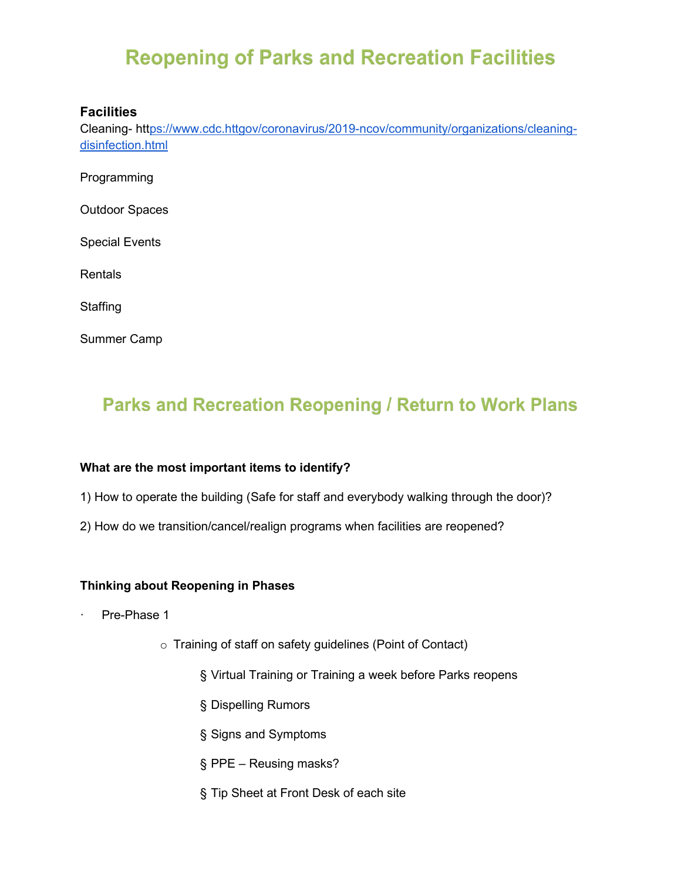# Reopening of Parks and Recreation Facilities

**Facilities**

Cleaning- https://www.cdc.httgov/coronavirus/2019-ncov/community/organizations/cleaning-disinfection.html

Programming

Outdoor Spaces

Special Events

Rentals

Staffing

Summer Camp

## Parks and Recreation Reopening / Return to Work Plans

**What are the most important items to identify?**

1) How to operate the building (Safe for staff and everybody walking through the door)?

2) How do we transition/cancel/realign programs when facilities are reopened?

**Thinking about Reopening in Phases**

- Pre-Phase 1
  - Training of staff on safety guidelines (Point of Contact)
    - Virtual Training or Training a week before Parks reopens
    - Dispelling Rumors
    - Signs and Symptoms
    - PPE – Reusing masks?
    - Tip Sheet at Front Desk of each site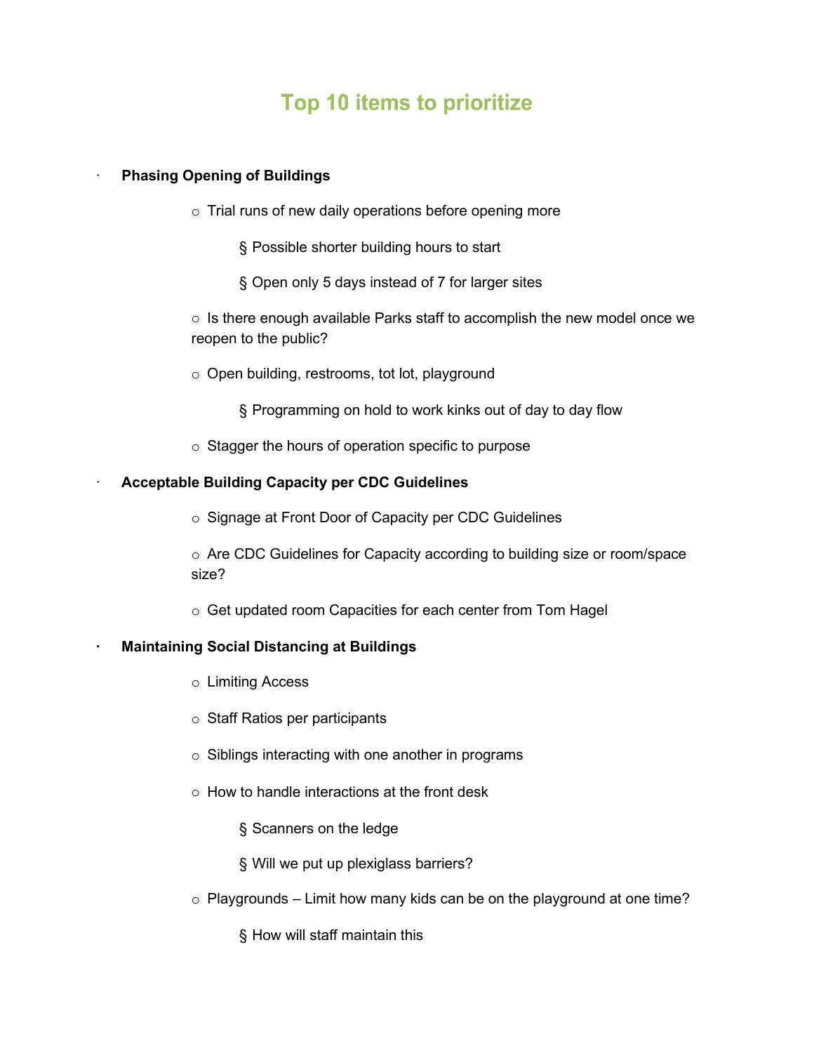# Top 10 items to prioritize

- **Phasing Opening of Buildings**
  - Trial runs of new daily operations before opening more
    - Possible shorter building hours to start
    - Open only 5 days instead of 7 for larger sites
  - Is there enough available Parks staff to accomplish the new model once we reopen to the public?
  - Open building, restrooms, tot lot, playground
    - Programming on hold to work kinks out of day to day flow
  - Stagger the hours of operation specific to purpose
- **Acceptable Building Capacity per CDC Guidelines**
  - Signage at Front Door of Capacity per CDC Guidelines
  - Are CDC Guidelines for Capacity according to building size or room/space size?
  - Get updated room Capacities for each center from Tom Hagel
- **Maintaining Social Distancing at Buildings**
  - Limiting Access
  - Staff Ratios per participants
  - Siblings interacting with one another in programs
  - How to handle interactions at the front desk
    - Scanners on the ledge
    - Will we put up plexiglass barriers?
  - Playgrounds – Limit how many kids can be on the playground at one time?
    - How will staff maintain this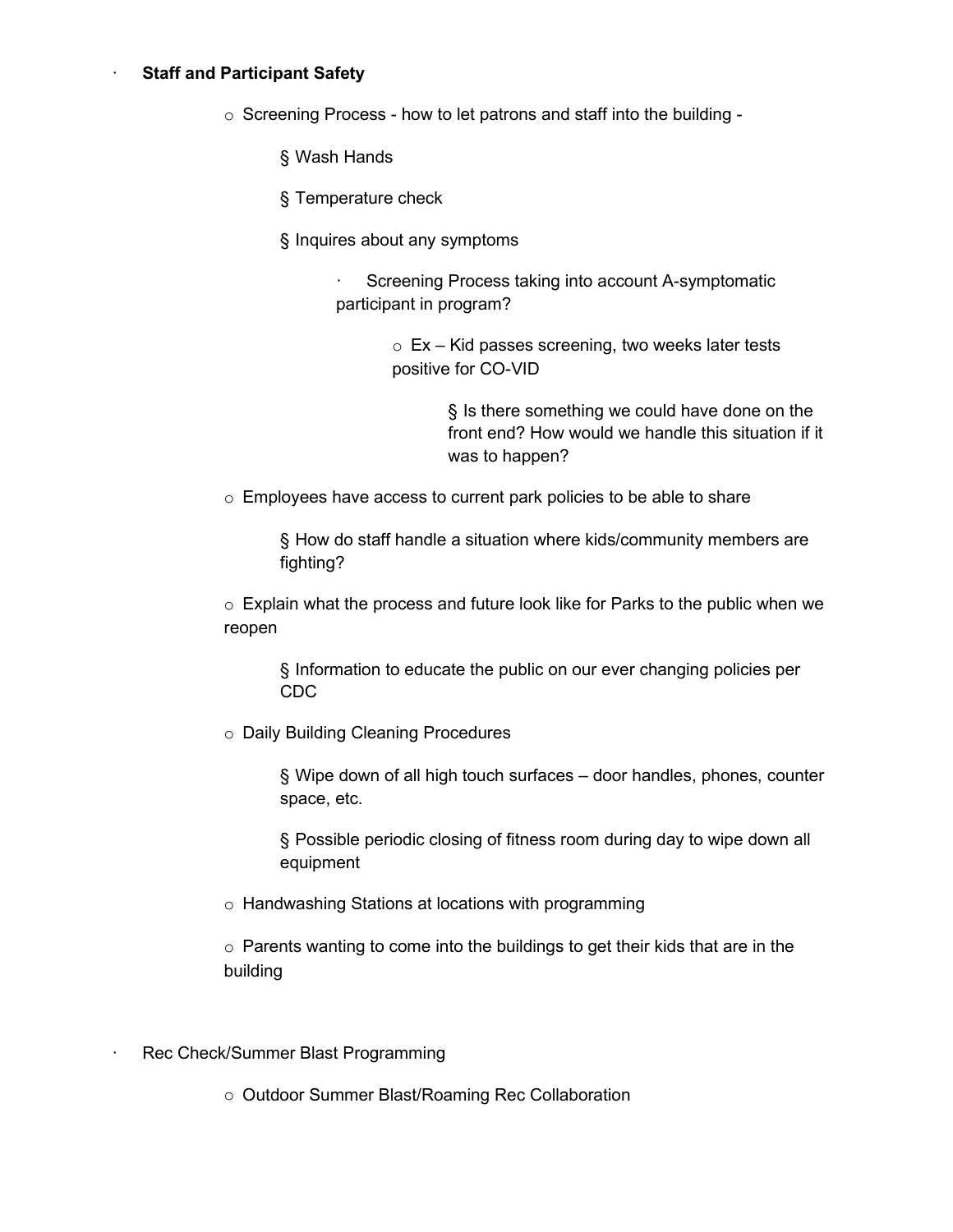- **Staff and Participant Safety**
  - Screening Process - how to let patrons and staff into the building -
    - Wash Hands
    - Temperature check
    - Inquires about any symptoms
      - Screening Process taking into account A-symptomatic participant in program?
        - Ex – Kid passes screening, two weeks later tests positive for CO-VID
          - Is there something we could have done on the front end? How would we handle this situation if it was to happen?
  - Employees have access to current park policies to be able to share
    - How do staff handle a situation where kids/community members are fighting?
  - Explain what the process and future look like for Parks to the public when we reopen
    - Information to educate the public on our ever changing policies per CDC
  - Daily Building Cleaning Procedures
    - Wipe down of all high touch surfaces – door handles, phones, counter space, etc.
    - Possible periodic closing of fitness room during day to wipe down all equipment
  - Handwashing Stations at locations with programming
  - Parents wanting to come into the buildings to get their kids that are in the building

- Rec Check/Summer Blast Programming
  - Outdoor Summer Blast/Roaming Rec Collaboration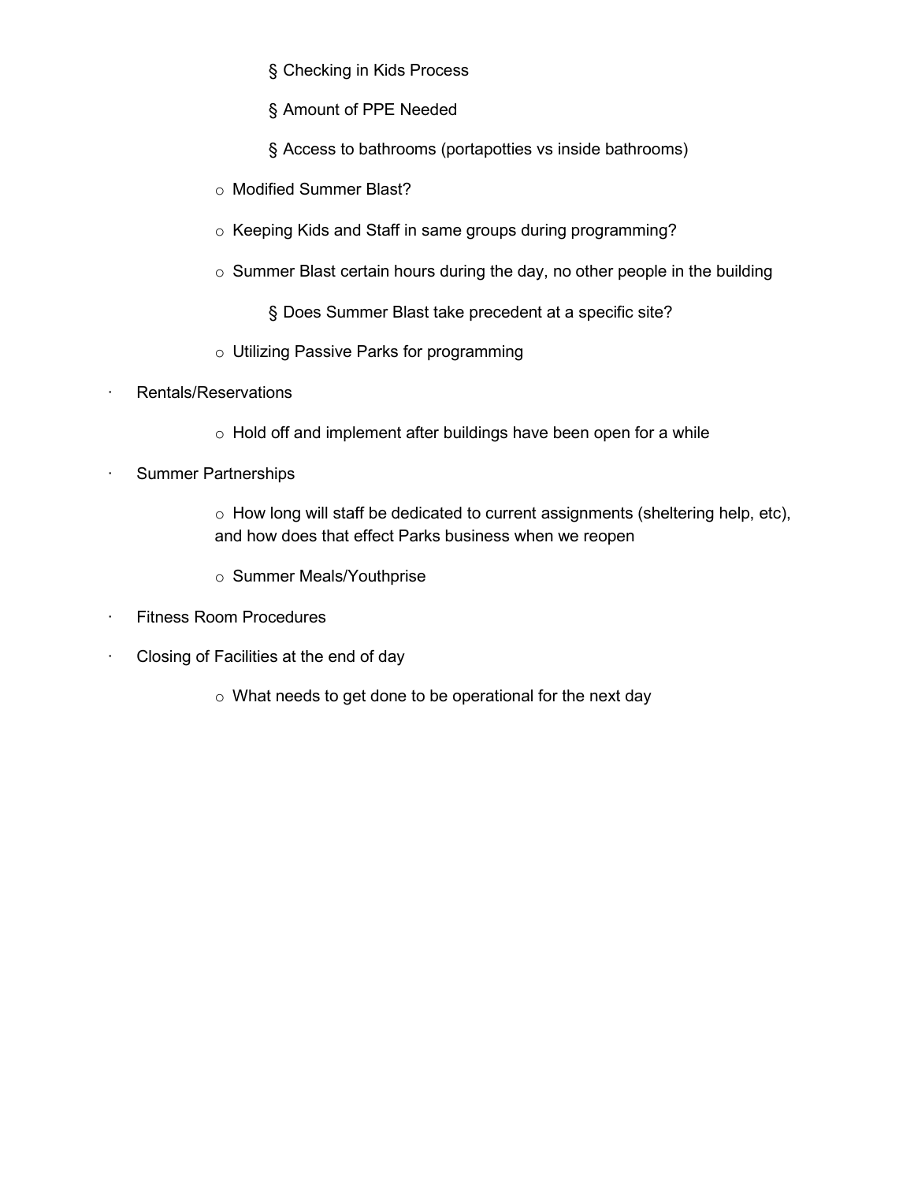- Checking in Kids Process
        - Amount of PPE Needed
        - Access to bathrooms (portapotties vs inside bathrooms)
    - Modified Summer Blast?
    - Keeping Kids and Staff in same groups during programming?
    - Summer Blast certain hours during the day, no other people in the building
        - Does Summer Blast take precedent at a specific site?
    - Utilizing Passive Parks for programming
- Rentals/Reservations
    - Hold off and implement after buildings have been open for a while
- Summer Partnerships
    - How long will staff be dedicated to current assignments (sheltering help, etc), and how does that effect Parks business when we reopen
    - Summer Meals/Youthprise
- Fitness Room Procedures
- Closing of Facilities at the end of day
    - What needs to get done to be operational for the next day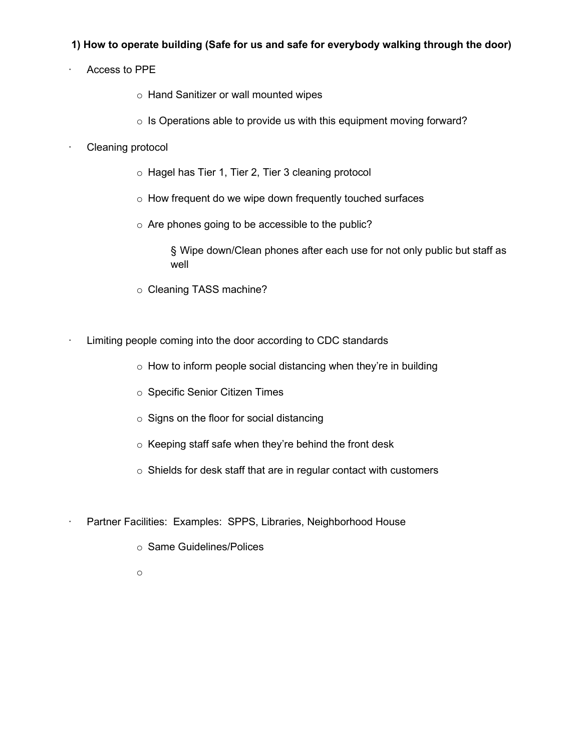**1) How to operate building (Safe for us and safe for everybody walking through the door)**

- Access to PPE
  - Hand Sanitizer or wall mounted wipes
  - Is Operations able to provide us with this equipment moving forward?
- Cleaning protocol
  - Hagel has Tier 1, Tier 2, Tier 3 cleaning protocol
  - How frequent do we wipe down frequently touched surfaces
  - Are phones going to be accessible to the public?
    - Wipe down/Clean phones after each use for not only public but staff as well
  - Cleaning TASS machine?
- Limiting people coming into the door according to CDC standards
  - How to inform people social distancing when they're in building
  - Specific Senior Citizen Times
  - Signs on the floor for social distancing
  - Keeping staff safe when they're behind the front desk
  - Shields for desk staff that are in regular contact with customers
- Partner Facilities: Examples: SPPS, Libraries, Neighborhood House
  - Same Guidelines/Polices
  -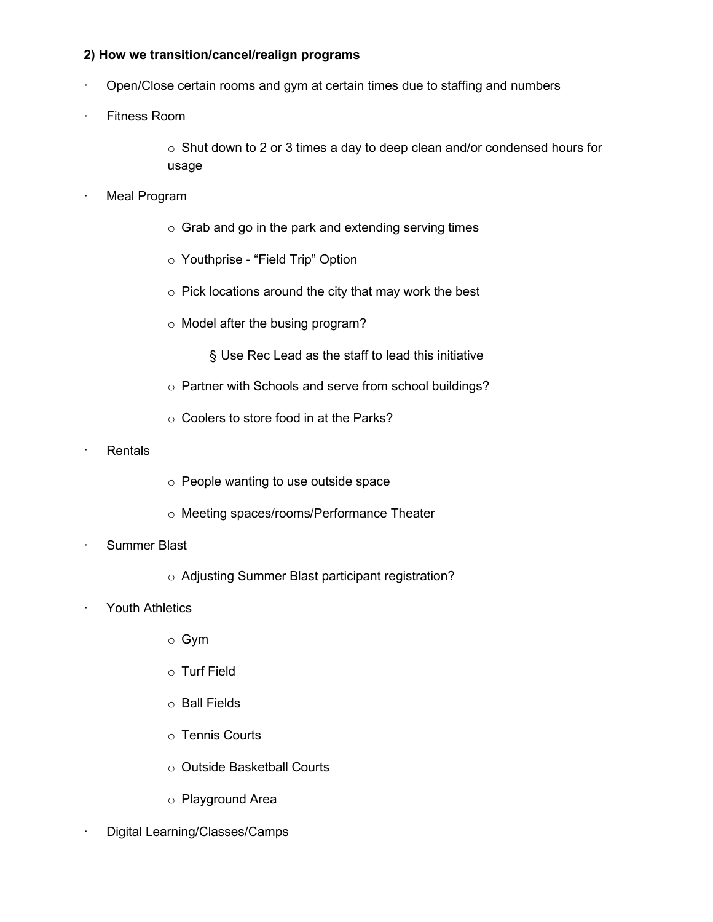**2) How we transition/cancel/realign programs**

- Open/Close certain rooms and gym at certain times due to staffing and numbers
- Fitness Room
  - Shut down to 2 or 3 times a day to deep clean and/or condensed hours for usage
- Meal Program
  - Grab and go in the park and extending serving times
  - Youthprise - "Field Trip" Option
  - Pick locations around the city that may work the best
  - Model after the busing program?
    - Use Rec Lead as the staff to lead this initiative
  - Partner with Schools and serve from school buildings?
  - Coolers to store food in at the Parks?
- Rentals
  - People wanting to use outside space
  - Meeting spaces/rooms/Performance Theater
- Summer Blast
  - Adjusting Summer Blast participant registration?
- Youth Athletics
  - Gym
  - Turf Field
  - Ball Fields
  - Tennis Courts
  - Outside Basketball Courts
  - Playground Area
- Digital Learning/Classes/Camps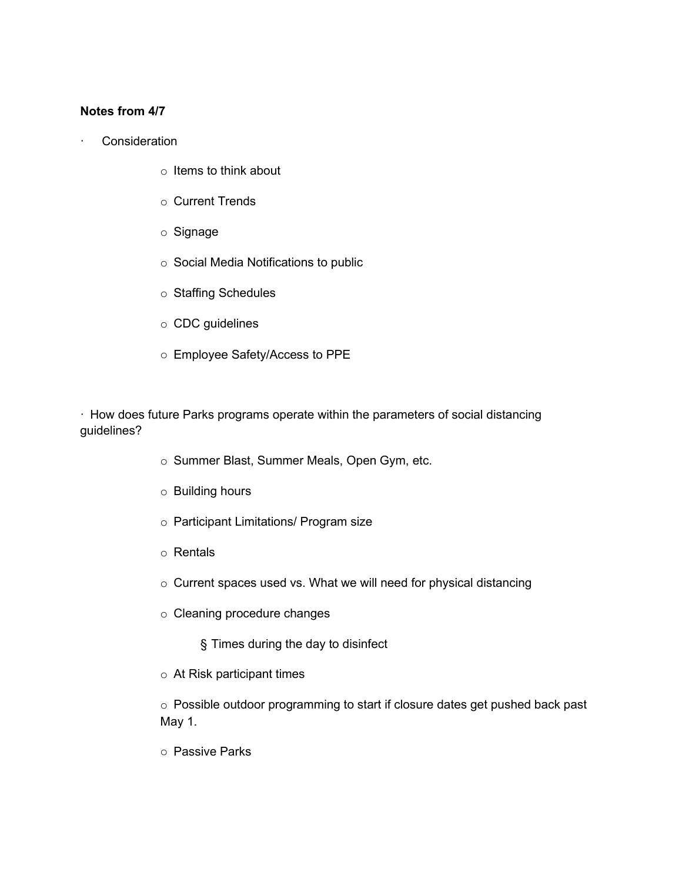**Notes from 4/7**

- Consideration
    - Items to think about
    - Current Trends
    - Signage
    - Social Media Notifications to public
    - Staffing Schedules
    - CDC guidelines
    - Employee Safety/Access to PPE

- How does future Parks programs operate within the parameters of social distancing guidelines?
    - Summer Blast, Summer Meals, Open Gym, etc.
    - Building hours
    - Participant Limitations/ Program size
    - Rentals
    - Current spaces used vs. What we will need for physical distancing
    - Cleaning procedure changes
        - Times during the day to disinfect
    - At Risk participant times
    - Possible outdoor programming to start if closure dates get pushed back past May 1.
    - Passive Parks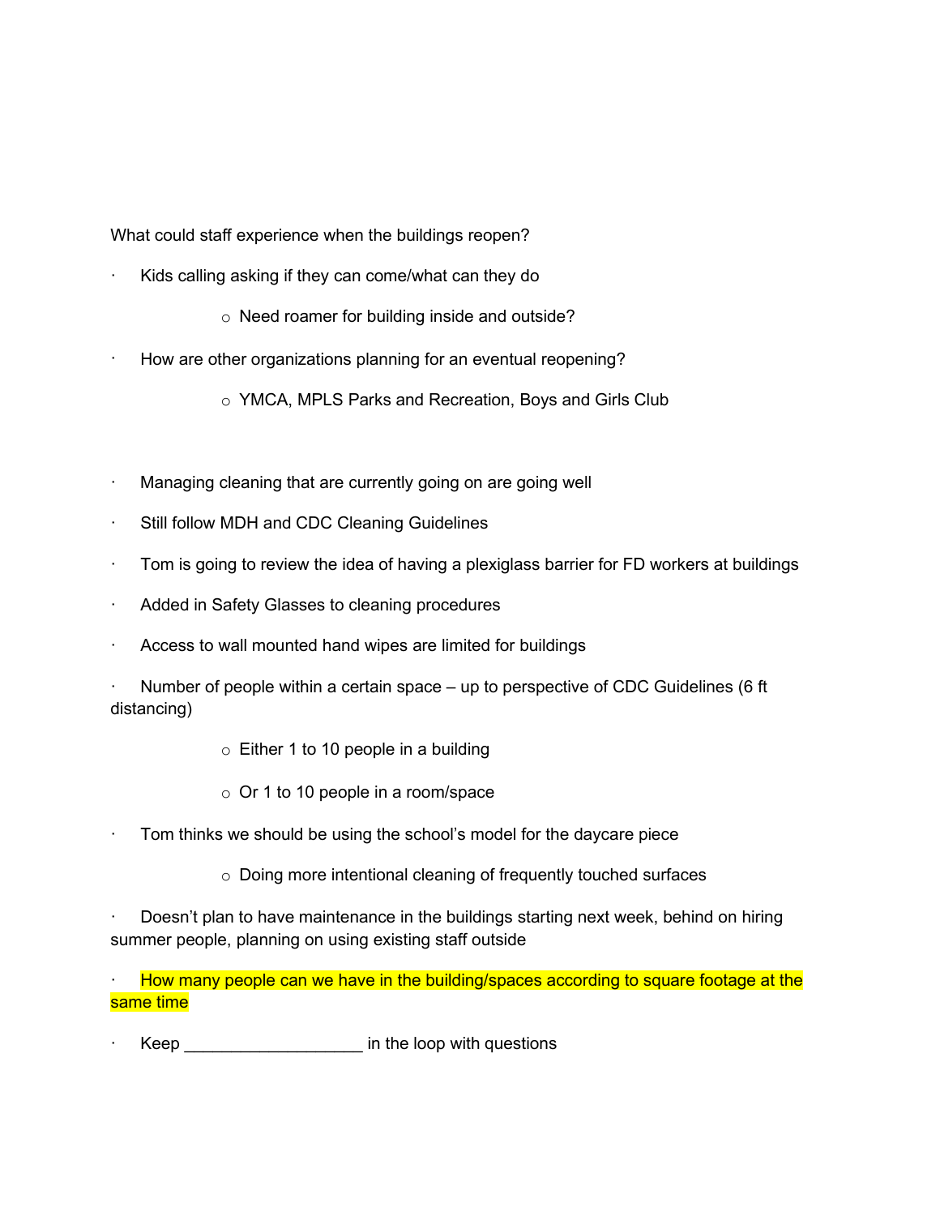What could staff experience when the buildings reopen?

- Kids calling asking if they can come/what can they do
  - Need roamer for building inside and outside?
- How are other organizations planning for an eventual reopening?
  - YMCA, MPLS Parks and Recreation, Boys and Girls Club

- Managing cleaning that are currently going on are going well
- Still follow MDH and CDC Cleaning Guidelines
- Tom is going to review the idea of having a plexiglass barrier for FD workers at buildings
- Added in Safety Glasses to cleaning procedures
- Access to wall mounted hand wipes are limited for buildings
- Number of people within a certain space – up to perspective of CDC Guidelines (6 ft distancing)
  - Either 1 to 10 people in a building
  - Or 1 to 10 people in a room/space
- Tom thinks we should be using the school's model for the daycare piece
  - Doing more intentional cleaning of frequently touched surfaces
- Doesn't plan to have maintenance in the buildings starting next week, behind on hiring summer people, planning on using existing staff outside
- How many people can we have in the building/spaces according to square footage at the same time
- Keep ___________________ in the loop with questions